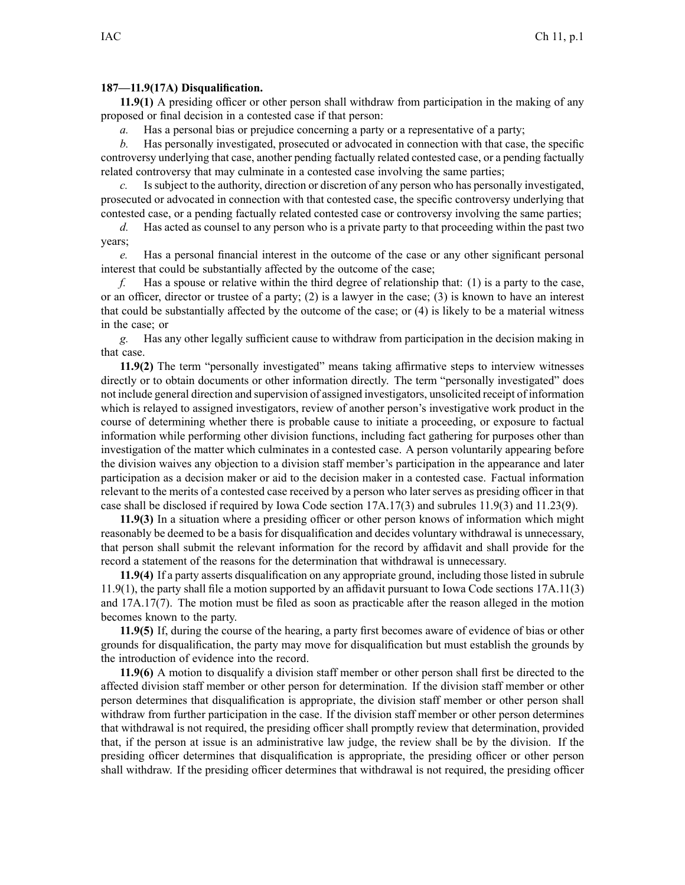**187—11.9(17A) Disqualification.**

**11.9(1)** A presiding officer or other person shall withdraw from participation in the making of any proposed or final decision in a contested case if that person:

*a.* Has a personal bias or prejudice concerning a party or a representative of a party;

*b.* Has personally investigated, prosecuted or advocated in connection with that case, the specific controversy underlying that case, another pending factually related contested case, or a pending factually related controversy that may culminate in a contested case involving the same parties;

*c.* Is subject to the authority, direction or discretion of any person who has personally investigated, prosecuted or advocated in connection with that contested case, the specific controversy underlying that contested case, or a pending factually related contested case or controversy involving the same parties;

*d.* Has acted as counsel to any person who is a private party to that proceeding within the past two years;

*e.* Has a personal financial interest in the outcome of the case or any other significant personal interest that could be substantially affected by the outcome of the case;

*f.* Has a spouse or relative within the third degree of relationship that: (1) is a party to the case, or an officer, director or trustee of a party; (2) is a lawyer in the case; (3) is known to have an interest that could be substantially affected by the outcome of the case; or (4) is likely to be a material witness in the case; or

*g.* Has any other legally sufficient cause to withdraw from participation in the decision making in that case.

**11.9(2)** The term "personally investigated" means taking affirmative steps to interview witnesses directly or to obtain documents or other information directly. The term "personally investigated" does not include general direction and supervision of assigned investigators, unsolicited receipt of information which is relayed to assigned investigators, review of another person's investigative work product in the course of determining whether there is probable cause to initiate a proceeding, or exposure to factual information while performing other division functions, including fact gathering for purposes other than investigation of the matter which culminates in a contested case. A person voluntarily appearing before the division waives any objection to a division staff member's participation in the appearance and later participation as a decision maker or aid to the decision maker in a contested case. Factual information relevant to the merits of a contested case received by a person who later serves as presiding officer in that case shall be disclosed if required by Iowa Code section 17A.17(3) and subrules 11.9(3) and 11.23(9).

**11.9(3)** In a situation where a presiding officer or other person knows of information which might reasonably be deemed to be a basis for disqualification and decides voluntary withdrawal is unnecessary, that person shall submit the relevant information for the record by affidavit and shall provide for the record a statement of the reasons for the determination that withdrawal is unnecessary.

**11.9(4)** If a party asserts disqualification on any appropriate ground, including those listed in subrule 11.9(1), the party shall file a motion supported by an affidavit pursuant to Iowa Code sections 17A.11(3) and 17A.17(7). The motion must be filed as soon as practicable after the reason alleged in the motion becomes known to the party.

**11.9(5)** If, during the course of the hearing, a party first becomes aware of evidence of bias or other grounds for disqualification, the party may move for disqualification but must establish the grounds by the introduction of evidence into the record.

**11.9(6)** A motion to disqualify a division staff member or other person shall first be directed to the affected division staff member or other person for determination. If the division staff member or other person determines that disqualification is appropriate, the division staff member or other person shall withdraw from further participation in the case. If the division staff member or other person determines that withdrawal is not required, the presiding officer shall promptly review that determination, provided that, if the person at issue is an administrative law judge, the review shall be by the division. If the presiding officer determines that disqualification is appropriate, the presiding officer or other person shall withdraw. If the presiding officer determines that withdrawal is not required, the presiding officer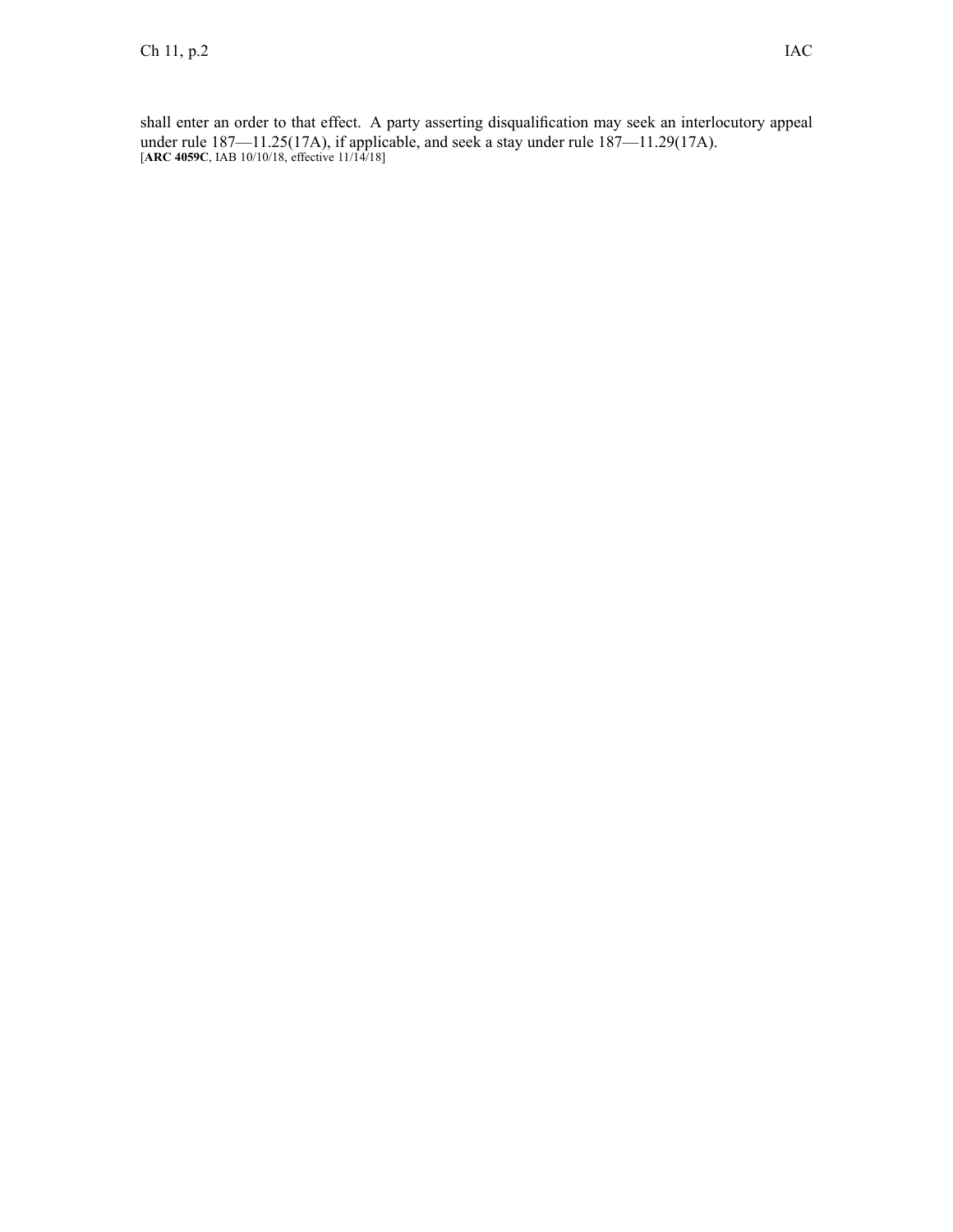shall enter an order to that effect. A party asserting disqualification may seek an interlocutory appeal under rule 187—11.25(17A), if applicable, and seek a stay under rule 187—11.29(17A).
[**ARC 4059C**, IAB 10/10/18, effective 11/14/18]